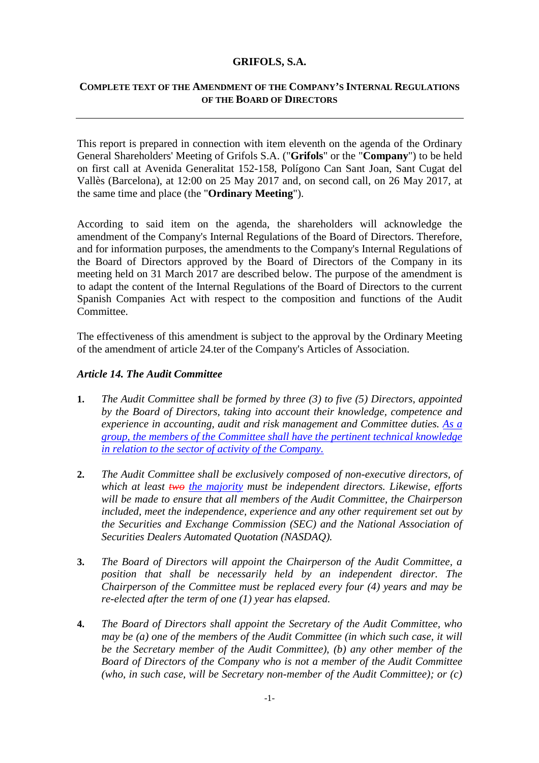**GRIFOLS, S.A.**

**COMPLETE TEXT OF THE AMENDMENT OF THE COMPANY'S INTERNAL REGULATIONS OF THE BOARD OF DIRECTORS**

---

This report is prepared in connection with item eleventh on the agenda of the Ordinary General Shareholders' Meeting of Grifols S.A. ("**Grifols**" or the "**Company**") to be held on first call at Avenida Generalitat 152-158, Polígono Can Sant Joan, Sant Cugat del Vallès (Barcelona), at 12:00 on 25 May 2017 and, on second call, on 26 May 2017, at the same time and place (the "**Ordinary Meeting**").

According to said item on the agenda, the shareholders will acknowledge the amendment of the Company's Internal Regulations of the Board of Directors. Therefore, and for information purposes, the amendments to the Company's Internal Regulations of the Board of Directors approved by the Board of Directors of the Company in its meeting held on 31 March 2017 are described below. The purpose of the amendment is to adapt the content of the Internal Regulations of the Board of Directors to the current Spanish Companies Act with respect to the composition and functions of the Audit Committee.

The effectiveness of this amendment is subject to the approval by the Ordinary Meeting of the amendment of article 24.ter of the Company's Articles of Association.

***Article 14. The Audit Committee***

1. *The Audit Committee shall be formed by three (3) to five (5) Directors, appointed by the Board of Directors, taking into account their knowledge, competence and experience in accounting, audit and risk management and Committee duties. <u>As a group, the members of the Committee shall have the pertinent technical knowledge in relation to the sector of activity of the Company.</u>*

2. *The Audit Committee shall be exclusively composed of non-executive directors, of which at least ~~two~~ <u>the majority</u> must be independent directors. Likewise, efforts will be made to ensure that all members of the Audit Committee, the Chairperson included, meet the independence, experience and any other requirement set out by the Securities and Exchange Commission (SEC) and the National Association of Securities Dealers Automated Quotation (NASDAQ).*

3. *The Board of Directors will appoint the Chairperson of the Audit Committee, a position that shall be necessarily held by an independent director. The Chairperson of the Committee must be replaced every four (4) years and may be re-elected after the term of one (1) year has elapsed.*

4. *The Board of Directors shall appoint the Secretary of the Audit Committee, who may be (a) one of the members of the Audit Committee (in which such case, it will be the Secretary member of the Audit Committee), (b) any other member of the Board of Directors of the Company who is not a member of the Audit Committee (who, in such case, will be Secretary non-member of the Audit Committee); or (c)*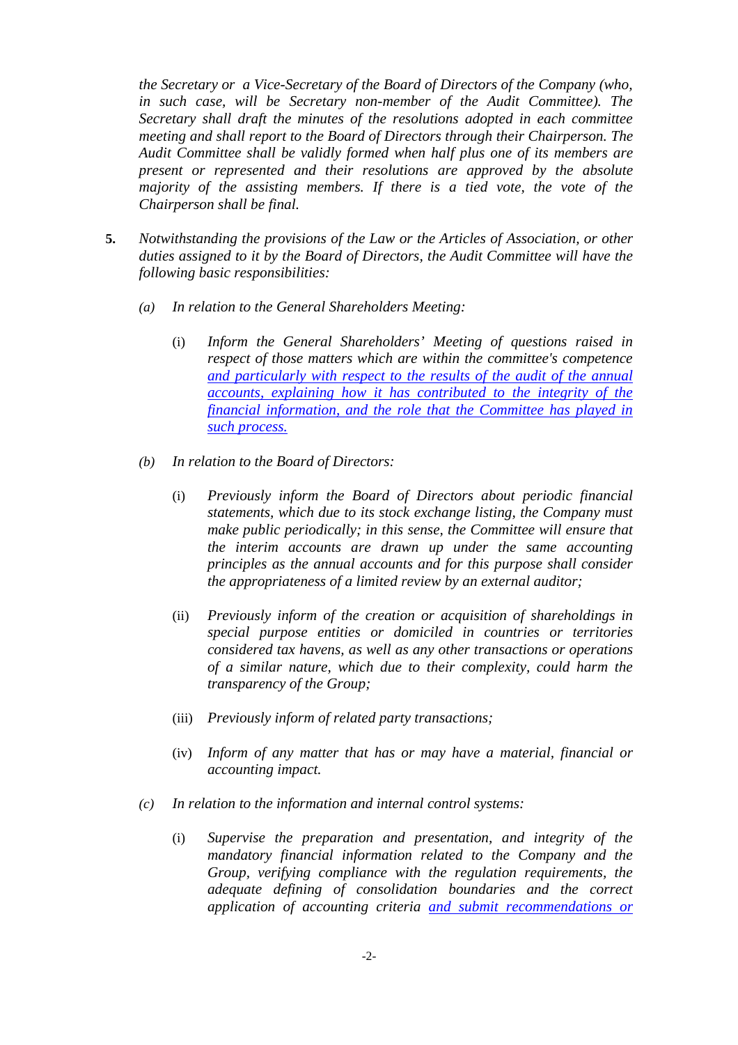*the Secretary or a Vice-Secretary of the Board of Directors of the Company (who, in such case, will be Secretary non-member of the Audit Committee). The Secretary shall draft the minutes of the resolutions adopted in each committee meeting and shall report to the Board of Directors through their Chairperson. The Audit Committee shall be validly formed when half plus one of its members are present or represented and their resolutions are approved by the absolute majority of the assisting members. If there is a tied vote, the vote of the Chairperson shall be final.*

**5.** *Notwithstanding the provisions of the Law or the Articles of Association, or other duties assigned to it by the Board of Directors, the Audit Committee will have the following basic responsibilities:*

(a) *In relation to the General Shareholders Meeting:*

(i) *Inform the General Shareholders' Meeting of questions raised in respect of those matters which are within the committee's competence* <u>*and particularly with respect to the results of the audit of the annual accounts, explaining how it has contributed to the integrity of the financial information, and the role that the Committee has played in such process.*</u>

(b) *In relation to the Board of Directors:*

(i) *Previously inform the Board of Directors about periodic financial statements, which due to its stock exchange listing, the Company must make public periodically; in this sense, the Committee will ensure that the interim accounts are drawn up under the same accounting principles as the annual accounts and for this purpose shall consider the appropriateness of a limited review by an external auditor;*

(ii) *Previously inform of the creation or acquisition of shareholdings in special purpose entities or domiciled in countries or territories considered tax havens, as well as any other transactions or operations of a similar nature, which due to their complexity, could harm the transparency of the Group;*

(iii) *Previously inform of related party transactions;*

(iv) *Inform of any matter that has or may have a material, financial or accounting impact.*

(c) *In relation to the information and internal control systems:*

(i) *Supervise the preparation and presentation, and integrity of the mandatory financial information related to the Company and the Group, verifying compliance with the regulation requirements, the adequate defining of consolidation boundaries and the correct application of accounting criteria* <u>*and submit recommendations or*</u>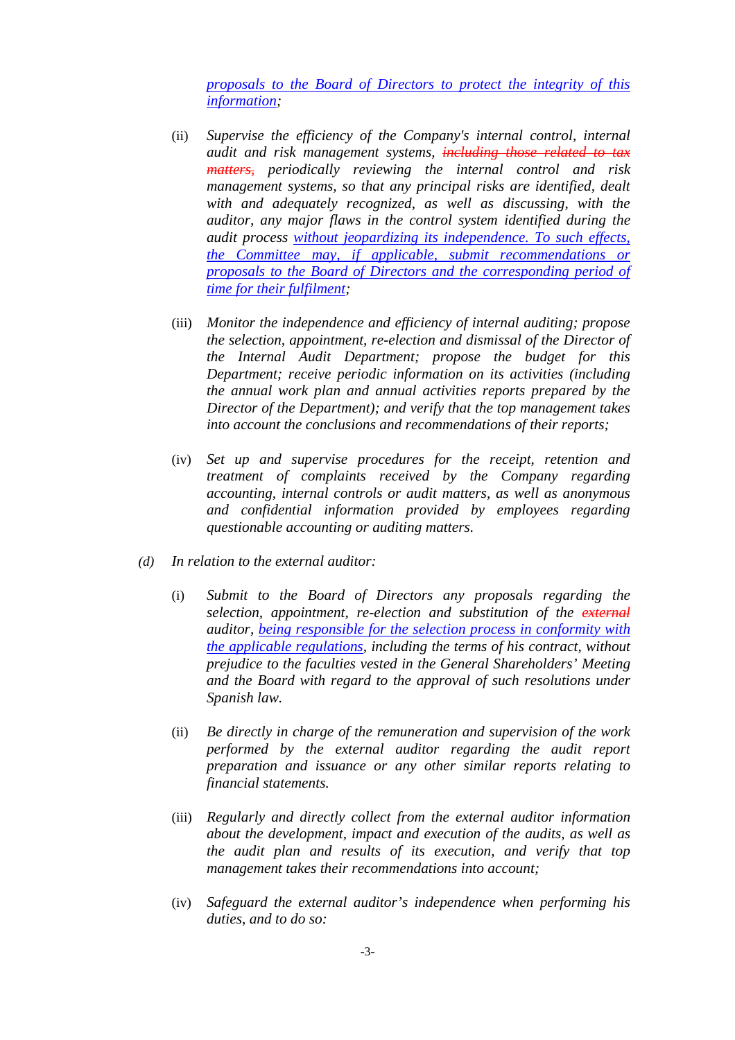*<ins>proposals to the Board of Directors to protect the integrity of this information</ins>;*

(ii) *Supervise the efficiency of the Company's internal control, internal audit and risk management systems, ~~including those related to tax matters,~~ periodically reviewing the internal control and risk management systems, so that any principal risks are identified, dealt with and adequately recognized, as well as discussing, with the auditor, any major flaws in the control system identified during the audit process <ins>without jeopardizing its independence. To such effects, the Committee may, if applicable, submit recommendations or proposals to the Board of Directors and the corresponding period of time for their fulfilment</ins>;*

(iii) *Monitor the independence and efficiency of internal auditing; propose the selection, appointment, re-election and dismissal of the Director of the Internal Audit Department; propose the budget for this Department; receive periodic information on its activities (including the annual work plan and annual activities reports prepared by the Director of the Department); and verify that the top management takes into account the conclusions and recommendations of their reports;*

(iv) *Set up and supervise procedures for the receipt, retention and treatment of complaints received by the Company regarding accounting, internal controls or audit matters, as well as anonymous and confidential information provided by employees regarding questionable accounting or auditing matters.*

*(d) In relation to the external auditor:*

(i) *Submit to the Board of Directors any proposals regarding the selection, appointment, re-election and substitution of the ~~external~~ auditor, <ins>being responsible for the selection process in conformity with the applicable regulations</ins>, including the terms of his contract, without prejudice to the faculties vested in the General Shareholders' Meeting and the Board with regard to the approval of such resolutions under Spanish law.*

(ii) *Be directly in charge of the remuneration and supervision of the work performed by the external auditor regarding the audit report preparation and issuance or any other similar reports relating to financial statements.*

(iii) *Regularly and directly collect from the external auditor information about the development, impact and execution of the audits, as well as the audit plan and results of its execution, and verify that top management takes their recommendations into account;*

(iv) *Safeguard the external auditor's independence when performing his duties, and to do so:*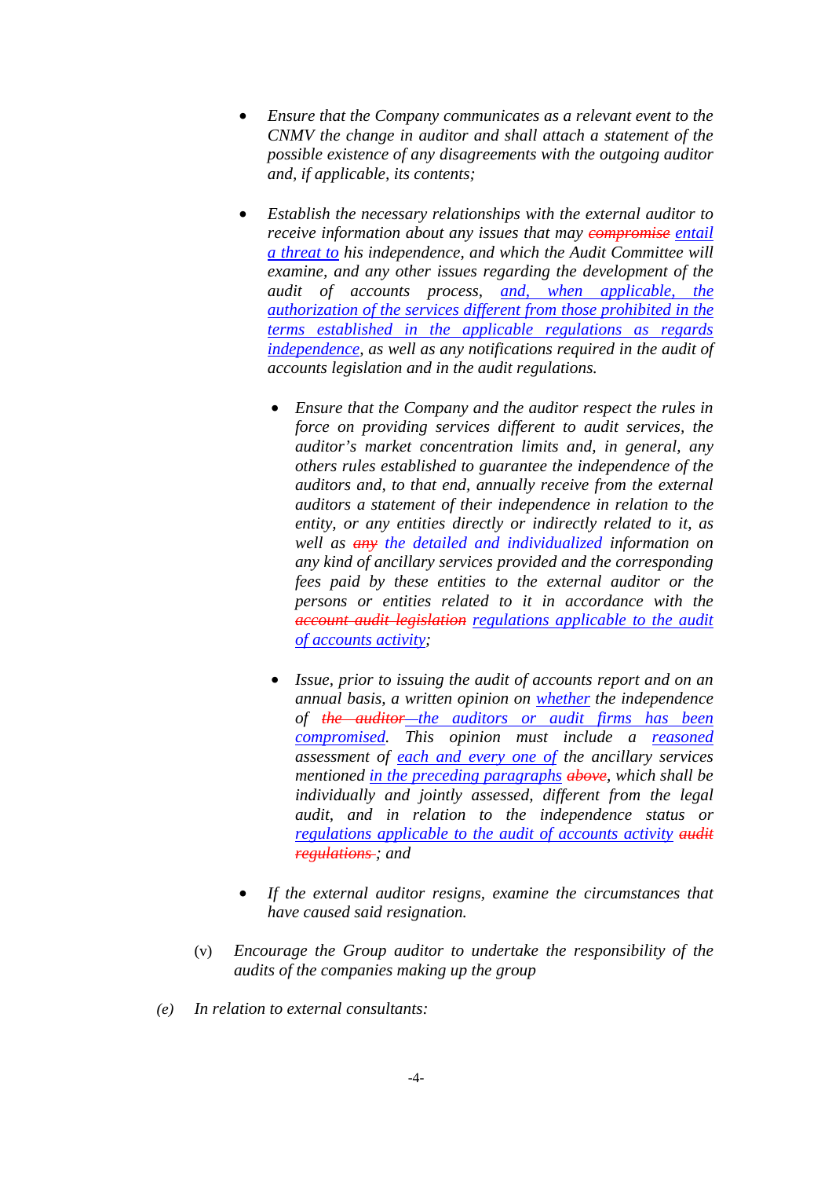- *Ensure that the Company communicates as a relevant event to the CNMV the change in auditor and shall attach a statement of the possible existence of any disagreements with the outgoing auditor and, if applicable, its contents;*

- *Establish the necessary relationships with the external auditor to receive information about any issues that may ~~compromise~~ entail a threat to his independence, and which the Audit Committee will examine, and any other issues regarding the development of the audit of accounts process, and, when applicable, the authorization of the services different from those prohibited in the terms established in the applicable regulations as regards independence, as well as any notifications required in the audit of accounts legislation and in the audit regulations.*

  - *Ensure that the Company and the auditor respect the rules in force on providing services different to audit services, the auditor's market concentration limits and, in general, any others rules established to guarantee the independence of the auditors and, to that end, annually receive from the external auditors a statement of their independence in relation to the entity, or any entities directly or indirectly related to it, as well as ~~any~~ the detailed and individualized information on any kind of ancillary services provided and the corresponding fees paid by these entities to the external auditor or the persons or entities related to it in accordance with the ~~account audit legislation~~ regulations applicable to the audit of accounts activity;*

  - *Issue, prior to issuing the audit of accounts report and on an annual basis, a written opinion on whether the independence of ~~the auditor~~ the auditors or audit firms has been compromised. This opinion must include a reasoned assessment of each and every one of the ancillary services mentioned in the preceding paragraphs ~~above~~, which shall be individually and jointly assessed, different from the legal audit, and in relation to the independence status or regulations applicable to the audit of accounts activity ~~audit regulations~~; and*

- *If the external auditor resigns, examine the circumstances that have caused said resignation.*

(v) *Encourage the Group auditor to undertake the responsibility of the audits of the companies making up the group*

*(e) In relation to external consultants:*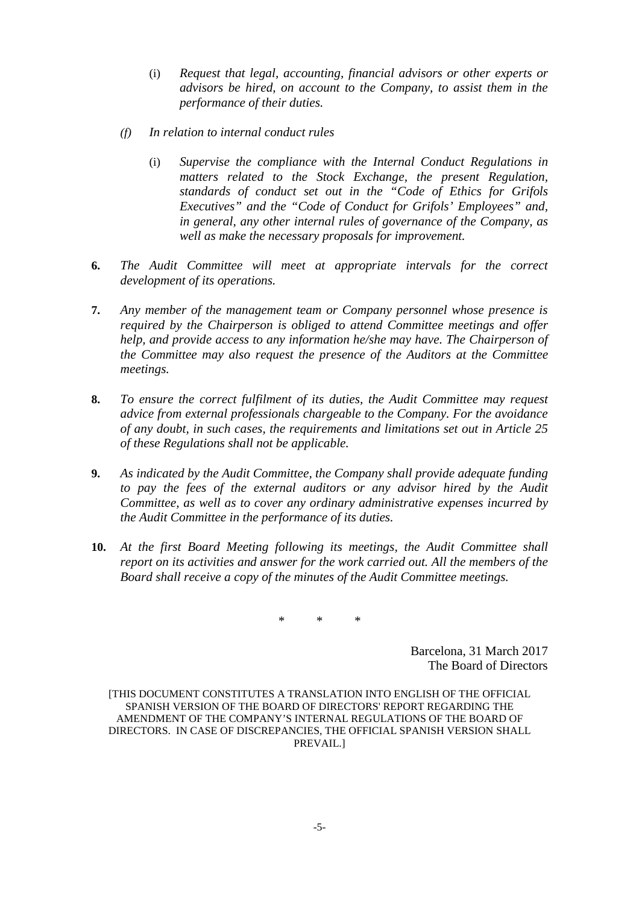(i) *Request that legal, accounting, financial advisors or other experts or advisors be hired, on account to the Company, to assist them in the performance of their duties.*

*(f) In relation to internal conduct rules*

(i) *Supervise the compliance with the Internal Conduct Regulations in matters related to the Stock Exchange, the present Regulation, standards of conduct set out in the "Code of Ethics for Grifols Executives" and the "Code of Conduct for Grifols' Employees" and, in general, any other internal rules of governance of the Company, as well as make the necessary proposals for improvement.*

**6.** *The Audit Committee will meet at appropriate intervals for the correct development of its operations.*

**7.** *Any member of the management team or Company personnel whose presence is required by the Chairperson is obliged to attend Committee meetings and offer help, and provide access to any information he/she may have. The Chairperson of the Committee may also request the presence of the Auditors at the Committee meetings.*

**8.** *To ensure the correct fulfilment of its duties, the Audit Committee may request advice from external professionals chargeable to the Company. For the avoidance of any doubt, in such cases, the requirements and limitations set out in Article 25 of these Regulations shall not be applicable.*

**9.** *As indicated by the Audit Committee, the Company shall provide adequate funding to pay the fees of the external auditors or any advisor hired by the Audit Committee, as well as to cover any ordinary administrative expenses incurred by the Audit Committee in the performance of its duties.*

**10.** *At the first Board Meeting following its meetings, the Audit Committee shall report on its activities and answer for the work carried out. All the members of the Board shall receive a copy of the minutes of the Audit Committee meetings.*

\* \* \*

Barcelona, 31 March 2017
The Board of Directors

[THIS DOCUMENT CONSTITUTES A TRANSLATION INTO ENGLISH OF THE OFFICIAL SPANISH VERSION OF THE BOARD OF DIRECTORS' REPORT REGARDING THE AMENDMENT OF THE COMPANY'S INTERNAL REGULATIONS OF THE BOARD OF DIRECTORS. IN CASE OF DISCREPANCIES, THE OFFICIAL SPANISH VERSION SHALL PREVAIL.]